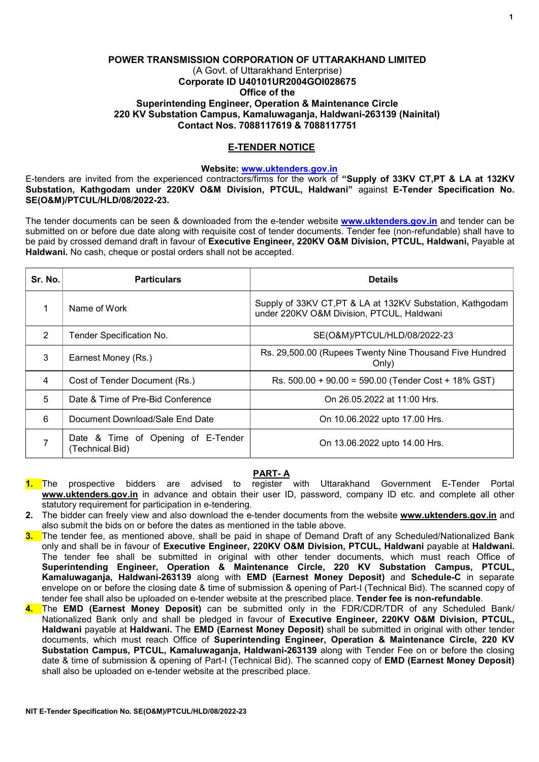**POWER TRANSMISSION CORPORATION OF UTTARAKHAND LIMITED**
(A Govt. of Uttarakhand Enterprise)
**Corporate ID U40101UR2004GOI028675**
**Office of the**
**Superintending Engineer, Operation & Maintenance Circle**
**220 KV Substation Campus, Kamaluwaganja, Haldwani-263139 (Nainital)**
**Contact Nos. 7088117619 & 7088117751**

## E-TENDER NOTICE

**Website: www.uktenders.gov.in**

E-tenders are invited from the experienced contractors/firms for the work of **"Supply of 33KV CT,PT & LA at 132KV Substation, Kathgodam under 220KV O&M Division, PTCUL, Haldwani"** against **E-Tender Specification No. SE(O&M)/PTCUL/HLD/08/2022-23.**

The tender documents can be seen & downloaded from the e-tender website **www.uktenders.gov.in** and tender can be submitted on or before due date along with requisite cost of tender documents. Tender fee (non-refundable) shall have to be paid by crossed demand draft in favour of **Executive Engineer, 220KV O&M Division, PTCUL, Haldwani,** Payable at **Haldwani.** No cash, cheque or postal orders shall not be accepted.

| Sr. No. | Particulars | Details |
|---|---|---|
| 1 | Name of Work | Supply of 33KV CT,PT & LA at 132KV Substation, Kathgodam under 220KV O&M Division, PTCUL, Haldwani |
| 2 | Tender Specification No. | SE(O&M)/PTCUL/HLD/08/2022-23 |
| 3 | Earnest Money (Rs.) | Rs. 29,500.00 (Rupees Twenty Nine Thousand Five Hundred Only) |
| 4 | Cost of Tender Document (Rs.) | Rs. 500.00 + 90.00 = 590.00 (Tender Cost + 18% GST) |
| 5 | Date & Time of Pre-Bid Conference | On 26.05.2022 at 11:00 Hrs. |
| 6 | Document Download/Sale End Date | On 10.06.2022 upto 17.00 Hrs. |
| 7 | Date & Time of Opening of E-Tender (Technical Bid) | On 13.06.2022 upto 14.00 Hrs. |

### PART- A

1. The prospective bidders are advised to register with Uttarakhand Government E-Tender Portal **www.uktenders.gov.in** in advance and obtain their user ID, password, company ID etc. and complete all other statutory requirement for participation in e-tendering.
2. The bidder can freely view and also download the e-tender documents from the website **www.uktenders.gov.in** and also submit the bids on or before the dates as mentioned in the table above.
3. The tender fee, as mentioned above, shall be paid in shape of Demand Draft of any Scheduled/Nationalized Bank only and shall be in favour of **Executive Engineer, 220KV O&M Division, PTCUL, Haldwani** payable at **Haldwani.** The tender fee shall be submitted in original with other tender documents, which must reach Office of **Superintending Engineer, Operation & Maintenance Circle, 220 KV Substation Campus, PTCUL, Kamaluwaganja, Haldwani-263139** along with **EMD (Earnest Money Deposit)** and **Schedule-C** in separate envelope on or before the closing date & time of submission & opening of Part-I (Technical Bid). The scanned copy of tender fee shall also be uploaded on e-tender website at the prescribed place. **Tender fee is non-refundable**.
4. The **EMD (Earnest Money Deposit)** can be submitted only in the FDR/CDR/TDR of any Scheduled Bank/ Nationalized Bank only and shall be pledged in favour of **Executive Engineer, 220KV O&M Division, PTCUL, Haldwani** payable at **Haldwani.** The **EMD (Earnest Money Deposit)** shall be submitted in original with other tender documents, which must reach Office of **Superintending Engineer, Operation & Maintenance Circle, 220 KV Substation Campus, PTCUL, Kamaluwaganja, Haldwani-263139** along with Tender Fee on or before the closing date & time of submission & opening of Part-I (Technical Bid). The scanned copy of **EMD (Earnest Money Deposit)** shall also be uploaded on e-tender website at the prescribed place.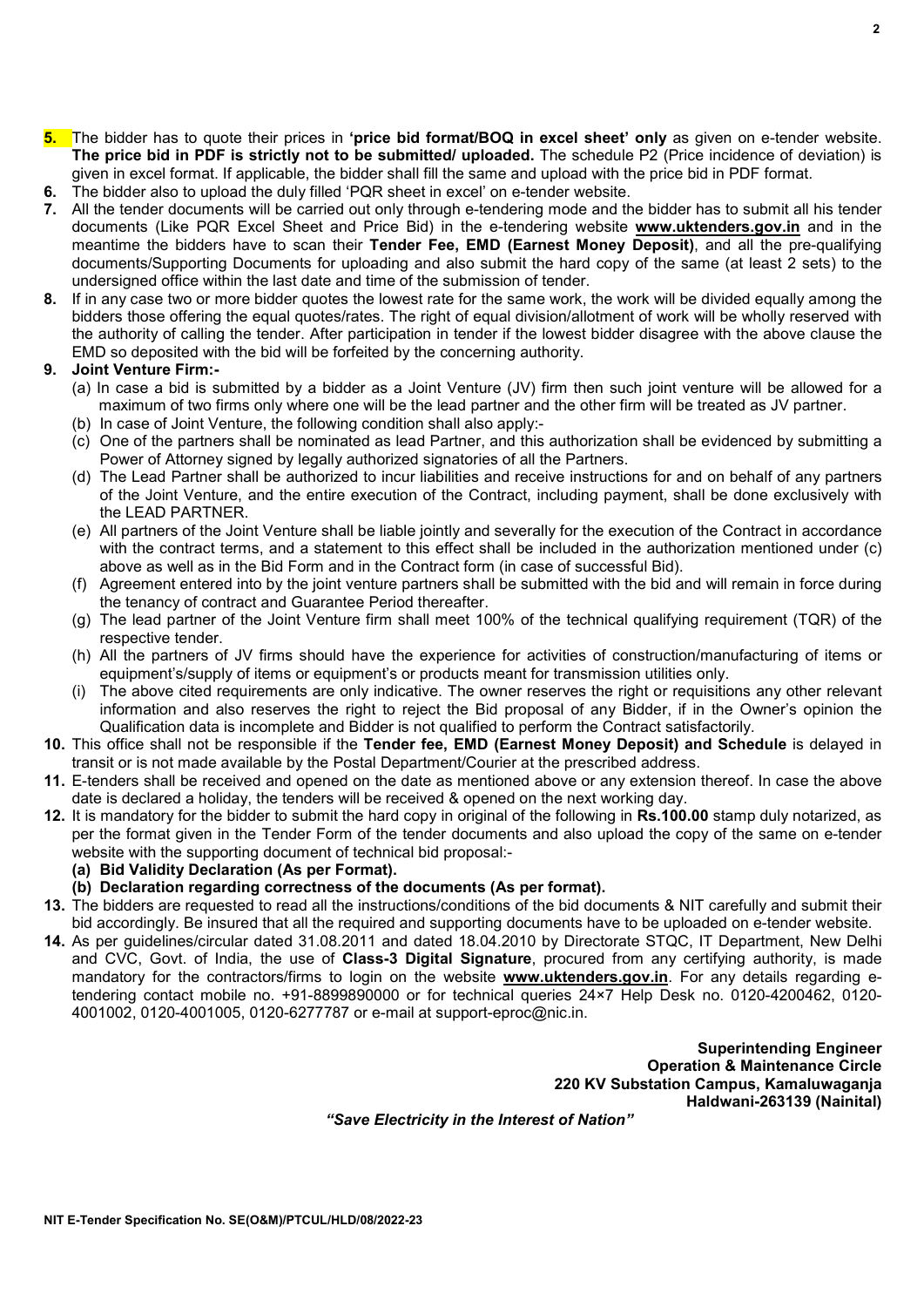**5.** The bidder has to quote their prices in **'price bid format/BOQ in excel sheet' only** as given on e-tender website. **The price bid in PDF is strictly not to be submitted/ uploaded.** The schedule P2 (Price incidence of deviation) is given in excel format. If applicable, the bidder shall fill the same and upload with the price bid in PDF format.

**6.** The bidder also to upload the duly filled 'PQR sheet in excel' on e-tender website.

**7.** All the tender documents will be carried out only through e-tendering mode and the bidder has to submit all his tender documents (Like PQR Excel Sheet and Price Bid) in the e-tendering website **www.uktenders.gov.in** and in the meantime the bidders have to scan their **Tender Fee, EMD (Earnest Money Deposit)**, and all the pre-qualifying documents/Supporting Documents for uploading and also submit the hard copy of the same (at least 2 sets) to the undersigned office within the last date and time of the submission of tender.

**8.** If in any case two or more bidder quotes the lowest rate for the same work, the work will be divided equally among the bidders those offering the equal quotes/rates. The right of equal division/allotment of work will be wholly reserved with the authority of calling the tender. After participation in tender if the lowest bidder disagree with the above clause the EMD so deposited with the bid will be forfeited by the concerning authority.

**9. Joint Venture Firm:-**

(a) In case a bid is submitted by a bidder as a Joint Venture (JV) firm then such joint venture will be allowed for a maximum of two firms only where one will be the lead partner and the other firm will be treated as JV partner.

(b) In case of Joint Venture, the following condition shall also apply:-

(c) One of the partners shall be nominated as lead Partner, and this authorization shall be evidenced by submitting a Power of Attorney signed by legally authorized signatories of all the Partners.

(d) The Lead Partner shall be authorized to incur liabilities and receive instructions for and on behalf of any partners of the Joint Venture, and the entire execution of the Contract, including payment, shall be done exclusively with the LEAD PARTNER.

(e) All partners of the Joint Venture shall be liable jointly and severally for the execution of the Contract in accordance with the contract terms, and a statement to this effect shall be included in the authorization mentioned under (c) above as well as in the Bid Form and in the Contract form (in case of successful Bid).

(f) Agreement entered into by the joint venture partners shall be submitted with the bid and will remain in force during the tenancy of contract and Guarantee Period thereafter.

(g) The lead partner of the Joint Venture firm shall meet 100% of the technical qualifying requirement (TQR) of the respective tender.

(h) All the partners of JV firms should have the experience for activities of construction/manufacturing of items or equipment's/supply of items or equipment's or products meant for transmission utilities only.

(i) The above cited requirements are only indicative. The owner reserves the right or requisitions any other relevant information and also reserves the right to reject the Bid proposal of any Bidder, if in the Owner's opinion the Qualification data is incomplete and Bidder is not qualified to perform the Contract satisfactorily.

**10.** This office shall not be responsible if the **Tender fee, EMD (Earnest Money Deposit) and Schedule** is delayed in transit or is not made available by the Postal Department/Courier at the prescribed address.

**11.** E-tenders shall be received and opened on the date as mentioned above or any extension thereof. In case the above date is declared a holiday, the tenders will be received & opened on the next working day.

**12.** It is mandatory for the bidder to submit the hard copy in original of the following in **Rs.100.00** stamp duly notarized, as per the format given in the Tender Form of the tender documents and also upload the copy of the same on e-tender website with the supporting document of technical bid proposal:-

**(a) Bid Validity Declaration (As per Format).**

**(b) Declaration regarding correctness of the documents (As per format).**

**13.** The bidders are requested to read all the instructions/conditions of the bid documents & NIT carefully and submit their bid accordingly. Be insured that all the required and supporting documents have to be uploaded on e-tender website.

**14.** As per guidelines/circular dated 31.08.2011 and dated 18.04.2010 by Directorate STQC, IT Department, New Delhi and CVC, Govt. of India, the use of **Class-3 Digital Signature**, procured from any certifying authority, is made mandatory for the contractors/firms to login on the website **www.uktenders.gov.in**. For any details regarding e-tendering contact mobile no. +91-8899890000 or for technical queries 24×7 Help Desk no. 0120-4200462, 0120-4001002, 0120-4001005, 0120-6277787 or e-mail at support-eproc@nic.in.

**Superintending Engineer**
**Operation & Maintenance Circle**
**220 KV Substation Campus, Kamaluwaganja**
**Haldwani-263139 (Nainital)**

***"Save Electricity in the Interest of Nation"***

NIT E-Tender Specification No. SE(O&M)/PTCUL/HLD/08/2022-23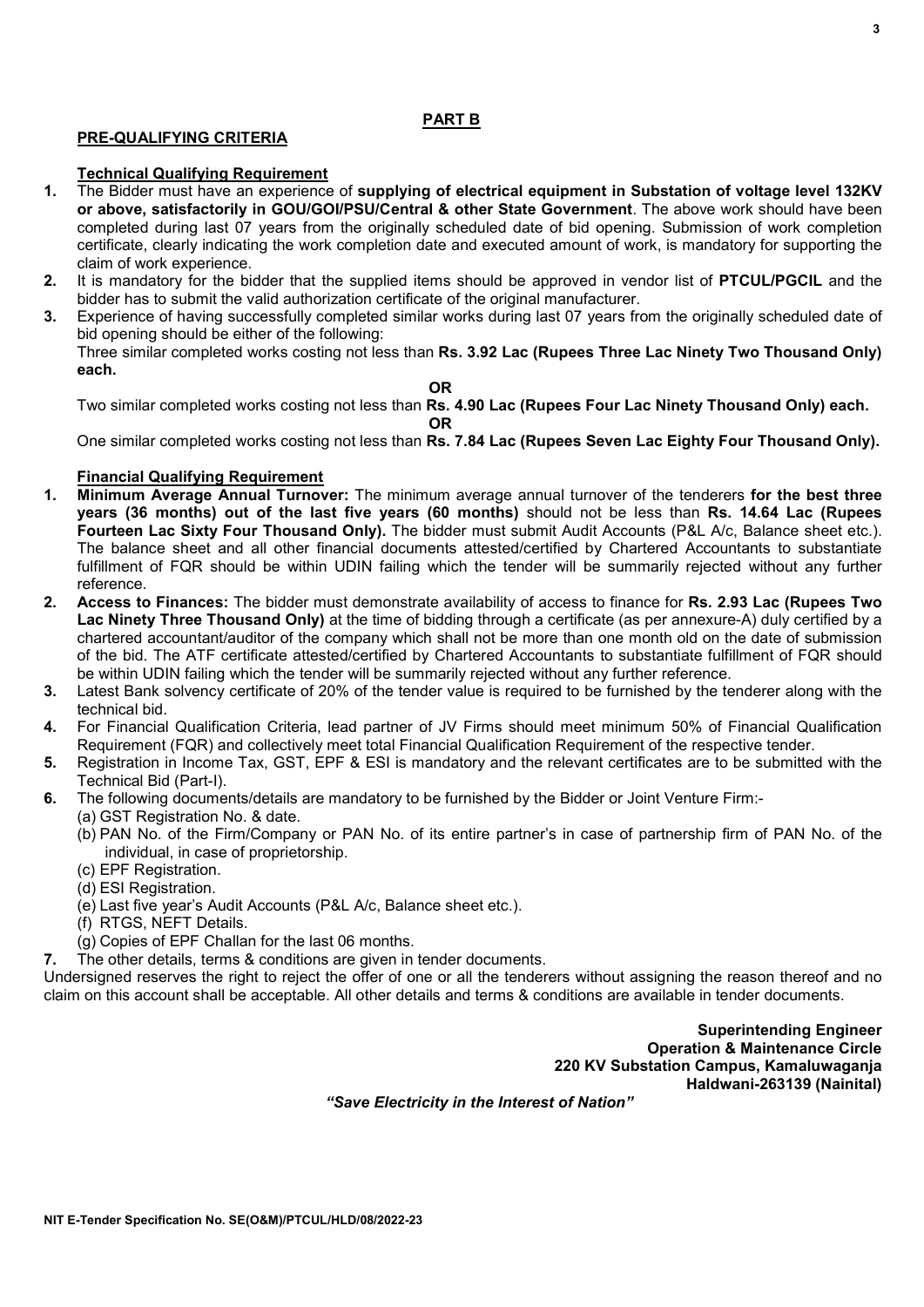## PART B

### PRE-QUALIFYING CRITERIA

#### Technical Qualifying Requirement

1. The Bidder must have an experience of **supplying of electrical equipment in Substation of voltage level 132KV or above, satisfactorily in GOU/GOI/PSU/Central & other State Government**. The above work should have been completed during last 07 years from the originally scheduled date of bid opening. Submission of work completion certificate, clearly indicating the work completion date and executed amount of work, is mandatory for supporting the claim of work experience.
2. It is mandatory for the bidder that the supplied items should be approved in vendor list of **PTCUL/PGCIL** and the bidder has to submit the valid authorization certificate of the original manufacturer.
3. Experience of having successfully completed similar works during last 07 years from the originally scheduled date of bid opening should be either of the following:

   Three similar completed works costing not less than **Rs. 3.92 Lac (Rupees Three Lac Ninety Two Thousand Only) each.**

   **OR**

   Two similar completed works costing not less than **Rs. 4.90 Lac (Rupees Four Lac Ninety Thousand Only) each.**

   **OR**

   One similar completed works costing not less than **Rs. 7.84 Lac (Rupees Seven Lac Eighty Four Thousand Only).**

#### Financial Qualifying Requirement

1. **Minimum Average Annual Turnover:** The minimum average annual turnover of the tenderers **for the best three years (36 months) out of the last five years (60 months)** should not be less than **Rs. 14.64 Lac (Rupees Fourteen Lac Sixty Four Thousand Only).** The bidder must submit Audit Accounts (P&L A/c, Balance sheet etc.). The balance sheet and all other financial documents attested/certified by Chartered Accountants to substantiate fulfillment of FQR should be within UDIN failing which the tender will be summarily rejected without any further reference.
2. **Access to Finances:** The bidder must demonstrate availability of access to finance for **Rs. 2.93 Lac (Rupees Two Lac Ninety Three Thousand Only)** at the time of bidding through a certificate (as per annexure-A) duly certified by a chartered accountant/auditor of the company which shall not be more than one month old on the date of submission of the bid. The ATF certificate attested/certified by Chartered Accountants to substantiate fulfillment of FQR should be within UDIN failing which the tender will be summarily rejected without any further reference.
3. Latest Bank solvency certificate of 20% of the tender value is required to be furnished by the tenderer along with the technical bid.
4. For Financial Qualification Criteria, lead partner of JV Firms should meet minimum 50% of Financial Qualification Requirement (FQR) and collectively meet total Financial Qualification Requirement of the respective tender.
5. Registration in Income Tax, GST, EPF & ESI is mandatory and the relevant certificates are to be submitted with the Technical Bid (Part-I).
6. The following documents/details are mandatory to be furnished by the Bidder or Joint Venture Firm:-
   (a) GST Registration No. & date.
   (b) PAN No. of the Firm/Company or PAN No. of its entire partner's in case of partnership firm of PAN No. of the individual, in case of proprietorship.
   (c) EPF Registration.
   (d) ESI Registration.
   (e) Last five year's Audit Accounts (P&L A/c, Balance sheet etc.).
   (f) RTGS, NEFT Details.
   (g) Copies of EPF Challan for the last 06 months.
7. The other details, terms & conditions are given in tender documents.

Undersigned reserves the right to reject the offer of one or all the tenderers without assigning the reason thereof and no claim on this account shall be acceptable. All other details and terms & conditions are available in tender documents.

**Superintending Engineer**
**Operation & Maintenance Circle**
**220 KV Substation Campus, Kamaluwaganja**
**Haldwani-263139 (Nainital)**

***"Save Electricity in the Interest of Nation"***

NIT E-Tender Specification No. SE(O&M)/PTCUL/HLD/08/2022-23